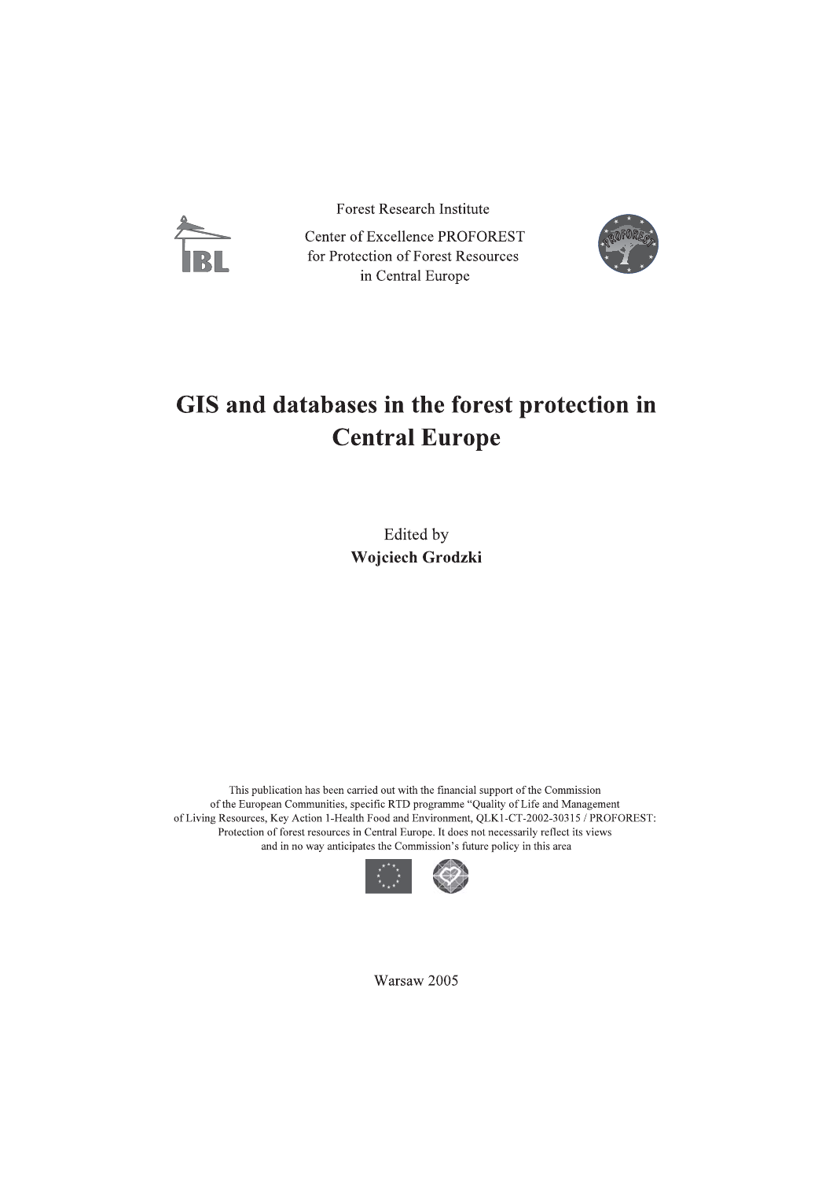Forest Research Institute

Center of Excellence PROFOREST
for Protection of Forest Resources
in Central Europe

# GIS and databases in the forest protection in Central Europe

Edited by
**Wojciech Grodzki**

This publication has been carried out with the financial support of the Commission of the European Communities, specific RTD programme "Quality of Life and Management of Living Resources, Key Action 1-Health Food and Environment, QLK1-CT-2002-30315 / PROFOREST: Protection of forest resources in Central Europe. It does not necessarily reflect its views and in no way anticipates the Commission's future policy in this area

Warsaw 2005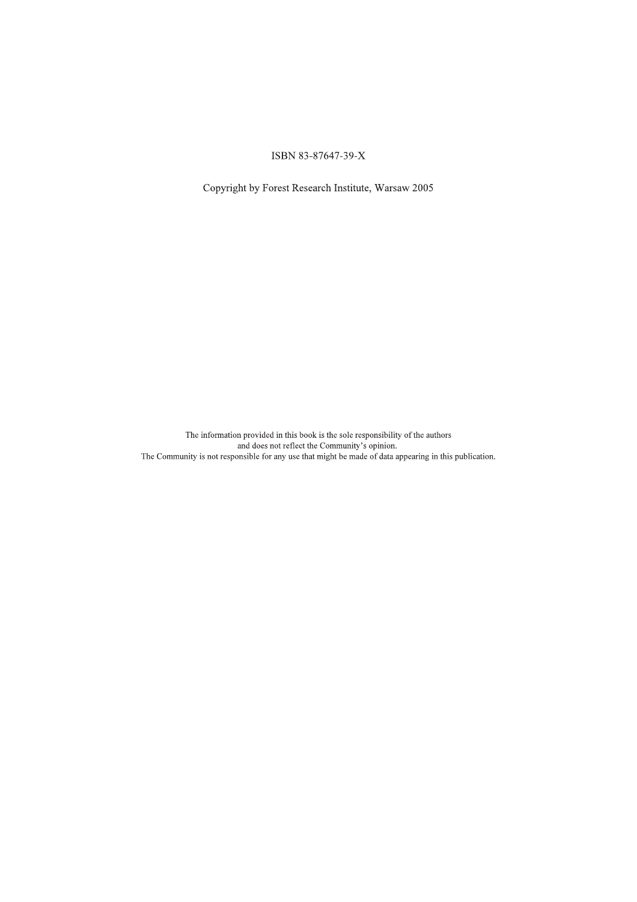ISBN 83-87647-39-X

Copyright by Forest Research Institute, Warsaw 2005

The information provided in this book is the sole responsibility of the authors
and does not reflect the Community's opinion.
The Community is not responsible for any use that might be made of data appearing in this publication.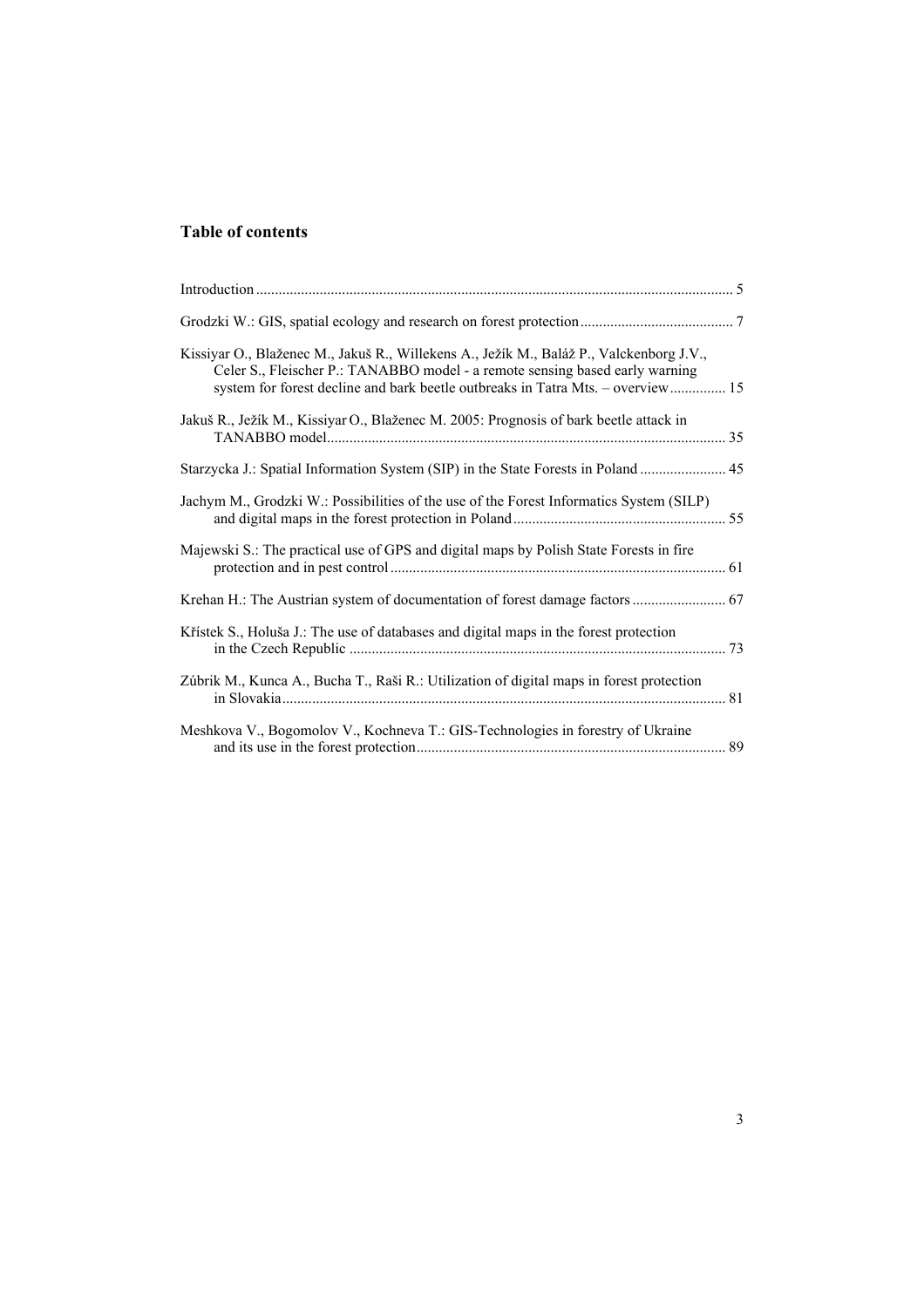## Table of contents

Introduction ............................................................................................................................... 5

Grodzki W.: GIS, spatial ecology and research on forest protection ......................................... 7

Kissiyar O., Blaženec M., Jakuš R., Willekens A., Ježík M., Baláž P., Valckenborg J.V., Celer S., Fleischer P.: TANABBO model - a remote sensing based early warning system for forest decline and bark beetle outbreaks in Tatra Mts. – overview ............... 15

Jakuš R., Ježík M., Kissiyar O., Blaženec M. 2005: Prognosis of bark beetle attack in TANABBO model.......................................................................................................... 35

Starzycka J.: Spatial Information System (SIP) in the State Forests in Poland ....................... 45

Jachym M., Grodzki W.: Possibilities of the use of the Forest Informatics System (SILP) and digital maps in the forest protection in Poland......................................................... 55

Majewski S.: The practical use of GPS and digital maps by Polish State Forests in fire protection and in pest control......................................................................................... 61

Krehan H.: The Austrian system of documentation of forest damage factors ......................... 67

Křístek S., Holuša J.: The use of databases and digital maps in the forest protection in the Czech Republic .................................................................................................... 73

Zúbrik M., Kunca A., Bucha T., Raši R.: Utilization of digital maps in forest protection in Slovakia...................................................................................................................... 81

Meshkova V., Bogomolov V., Kochneva T.: GIS-Technologies in forestry of Ukraine and its use in the forest protection.................................................................................. 89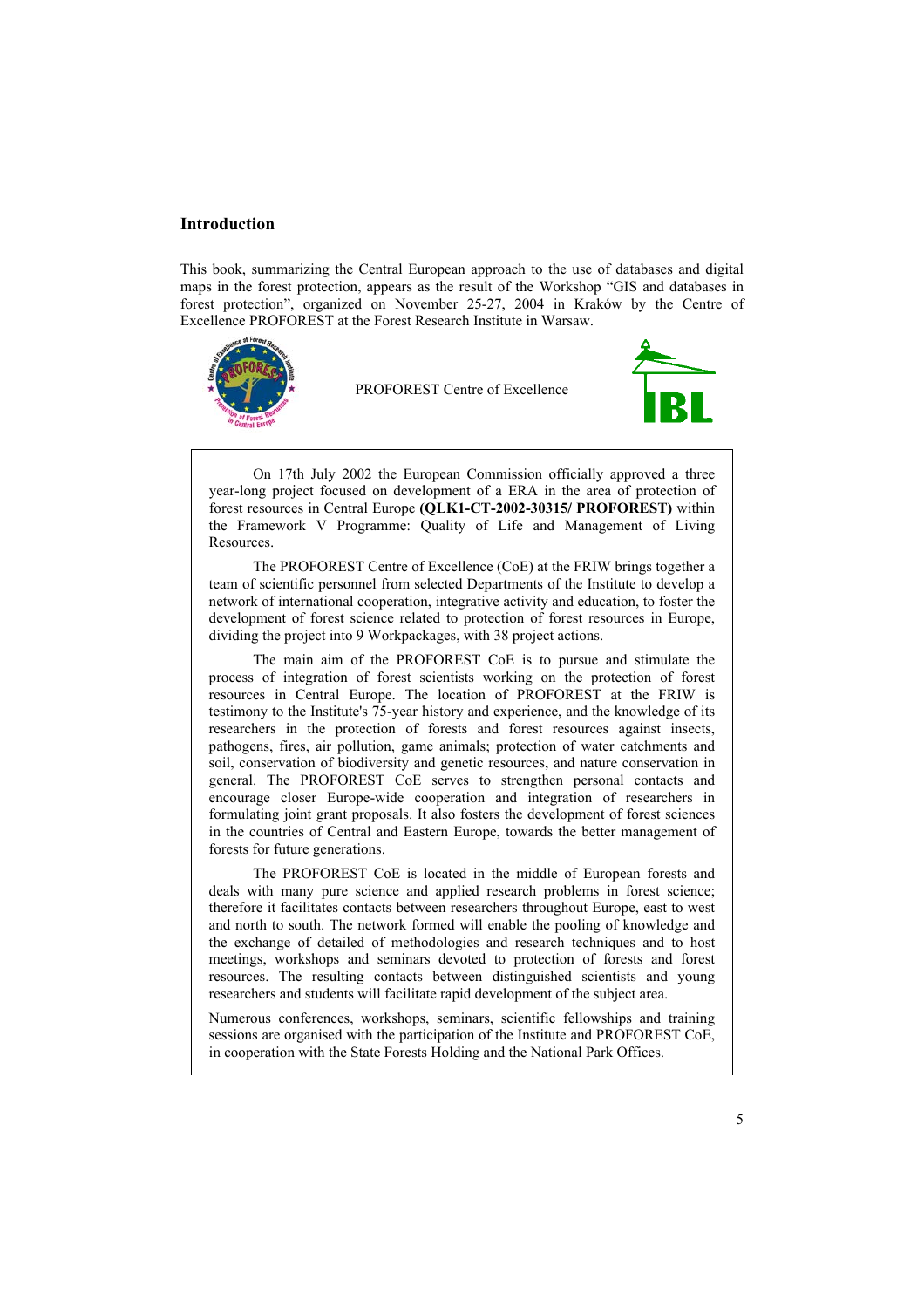## Introduction

This book, summarizing the Central European approach to the use of databases and digital maps in the forest protection, appears as the result of the Workshop "GIS and databases in forest protection", organized on November 25-27, 2004 in Kraków by the Centre of Excellence PROFOREST at the Forest Research Institute in Warsaw.

PROFOREST Centre of Excellence

On 17th July 2002 the European Commission officially approved a three year-long project focused on development of a ERA in the area of protection of forest resources in Central Europe **(QLK1-CT-2002-30315/ PROFOREST)** within the Framework V Programme: Quality of Life and Management of Living Resources.

The PROFOREST Centre of Excellence (CoE) at the FRIW brings together a team of scientific personnel from selected Departments of the Institute to develop a network of international cooperation, integrative activity and education, to foster the development of forest science related to protection of forest resources in Europe, dividing the project into 9 Workpackages, with 38 project actions.

The main aim of the PROFOREST CoE is to pursue and stimulate the process of integration of forest scientists working on the protection of forest resources in Central Europe. The location of PROFOREST at the FRIW is testimony to the Institute's 75-year history and experience, and the knowledge of its researchers in the protection of forests and forest resources against insects, pathogens, fires, air pollution, game animals; protection of water catchments and soil, conservation of biodiversity and genetic resources, and nature conservation in general. The PROFOREST CoE serves to strengthen personal contacts and encourage closer Europe-wide cooperation and integration of researchers in formulating joint grant proposals. It also fosters the development of forest sciences in the countries of Central and Eastern Europe, towards the better management of forests for future generations.

The PROFOREST CoE is located in the middle of European forests and deals with many pure science and applied research problems in forest science; therefore it facilitates contacts between researchers throughout Europe, east to west and north to south. The network formed will enable the pooling of knowledge and the exchange of detailed of methodologies and research techniques and to host meetings, workshops and seminars devoted to protection of forests and forest resources. The resulting contacts between distinguished scientists and young researchers and students will facilitate rapid development of the subject area.

Numerous conferences, workshops, seminars, scientific fellowships and training sessions are organised with the participation of the Institute and PROFOREST CoE, in cooperation with the State Forests Holding and the National Park Offices.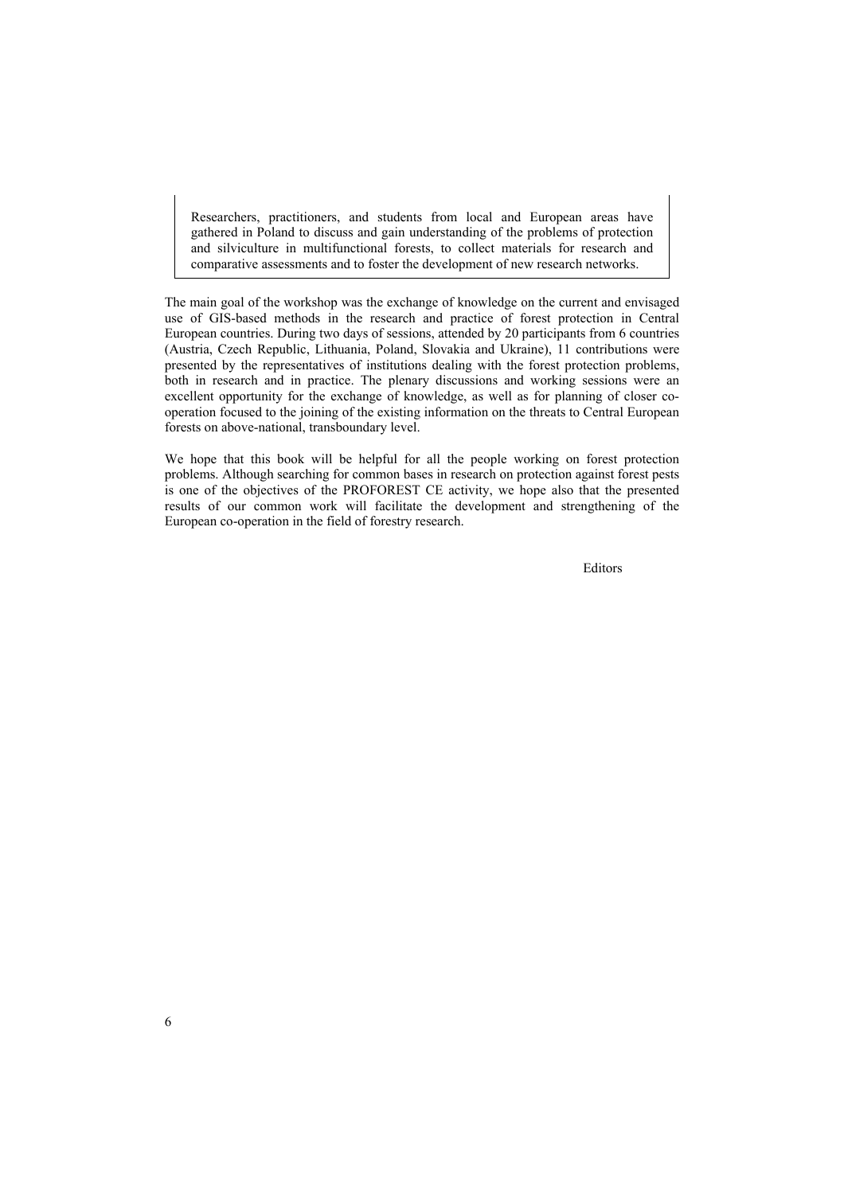> Researchers, practitioners, and students from local and European areas have gathered in Poland to discuss and gain understanding of the problems of protection and silviculture in multifunctional forests, to collect materials for research and comparative assessments and to foster the development of new research networks.

The main goal of the workshop was the exchange of knowledge on the current and envisaged use of GIS-based methods in the research and practice of forest protection in Central European countries. During two days of sessions, attended by 20 participants from 6 countries (Austria, Czech Republic, Lithuania, Poland, Slovakia and Ukraine), 11 contributions were presented by the representatives of institutions dealing with the forest protection problems, both in research and in practice. The plenary discussions and working sessions were an excellent opportunity for the exchange of knowledge, as well as for planning of closer co-operation focused to the joining of the existing information on the threats to Central European forests on above-national, transboundary level.

We hope that this book will be helpful for all the people working on forest protection problems. Although searching for common bases in research on protection against forest pests is one of the objectives of the PROFOREST CE activity, we hope also that the presented results of our common work will facilitate the development and strengthening of the European co-operation in the field of forestry research.

Editors